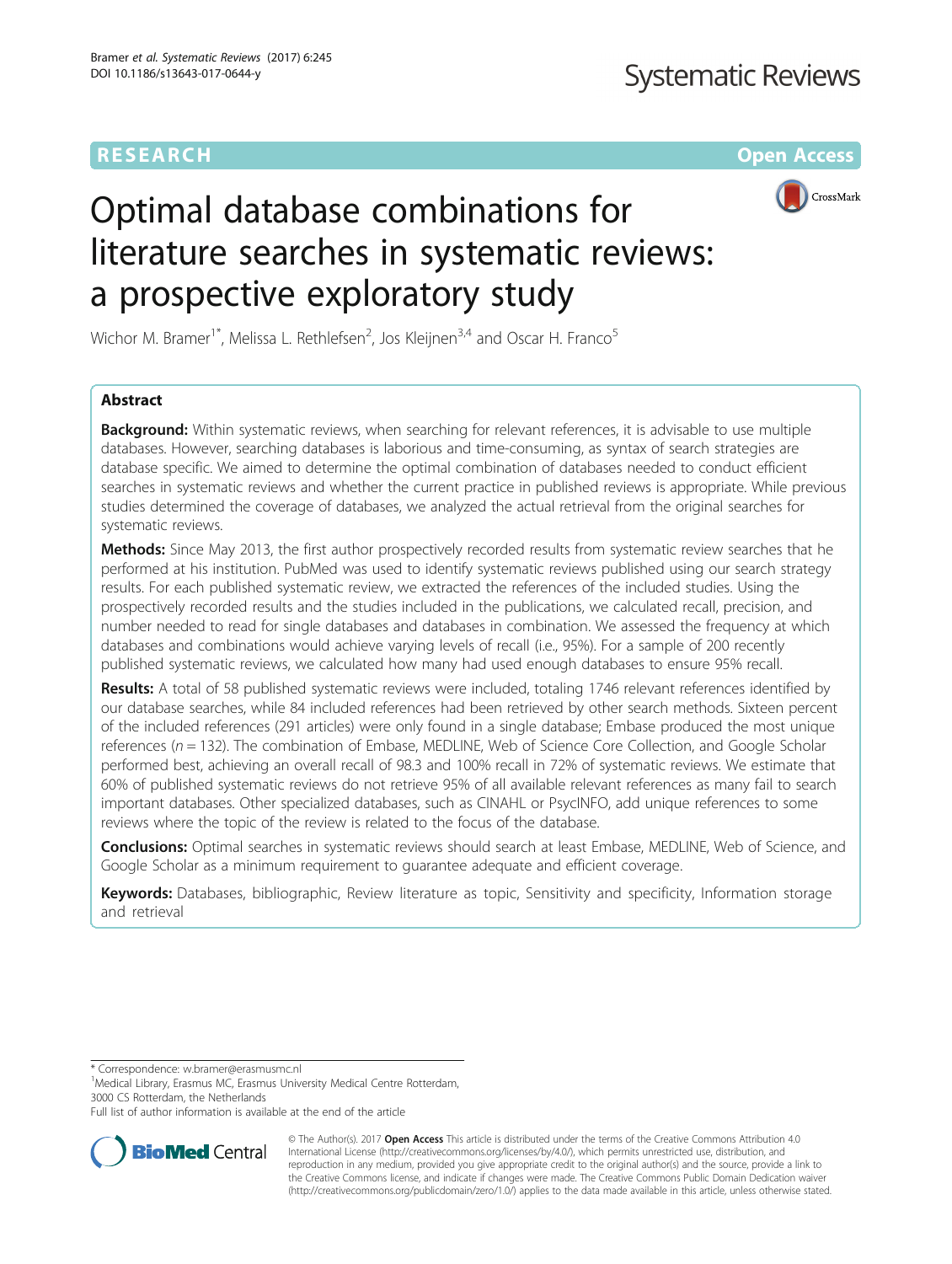RESEARCH **Open Access**

# Optimal database combinations for literature searches in systematic reviews: a prospective exploratory study

Wichor M. Bramer[1*], Melissa L. Rethlefsen[2], Jos Kleijnen[3,4] and Oscar H. Franco[5]

## Abstract

**Background:** Within systematic reviews, when searching for relevant references, it is advisable to use multiple databases. However, searching databases is laborious and time-consuming, as syntax of search strategies are database specific. We aimed to determine the optimal combination of databases needed to conduct efficient searches in systematic reviews and whether the current practice in published reviews is appropriate. While previous studies determined the coverage of databases, we analyzed the actual retrieval from the original searches for systematic reviews.

**Methods:** Since May 2013, the first author prospectively recorded results from systematic review searches that he performed at his institution. PubMed was used to identify systematic reviews published using our search strategy results. For each published systematic review, we extracted the references of the included studies. Using the prospectively recorded results and the studies included in the publications, we calculated recall, precision, and number needed to read for single databases and databases in combination. We assessed the frequency at which databases and combinations would achieve varying levels of recall (i.e., 95%). For a sample of 200 recently published systematic reviews, we calculated how many had used enough databases to ensure 95% recall.

**Results:** A total of 58 published systematic reviews were included, totaling 1746 relevant references identified by our database searches, while 84 included references had been retrieved by other search methods. Sixteen percent of the included references (291 articles) were only found in a single database; Embase produced the most unique references ($n = 132$). The combination of Embase, MEDLINE, Web of Science Core Collection, and Google Scholar performed best, achieving an overall recall of 98.3 and 100% recall in 72% of systematic reviews. We estimate that 60% of published systematic reviews do not retrieve 95% of all available relevant references as many fail to search important databases. Other specialized databases, such as CINAHL or PsycINFO, add unique references to some reviews where the topic of the review is related to the focus of the database.

**Conclusions:** Optimal searches in systematic reviews should search at least Embase, MEDLINE, Web of Science, and Google Scholar as a minimum requirement to guarantee adequate and efficient coverage.

**Keywords:** Databases, bibliographic, Review literature as topic, Sensitivity and specificity, Information storage and retrieval

---

\* Correspondence: w.bramer@erasmusmc.nl
[1]Medical Library, Erasmus MC, Erasmus University Medical Centre Rotterdam, 3000 CS Rotterdam, the Netherlands
Full list of author information is available at the end of the article

© The Author(s). 2017 **Open Access** This article is distributed under the terms of the Creative Commons Attribution 4.0 International License (http://creativecommons.org/licenses/by/4.0/), which permits unrestricted use, distribution, and reproduction in any medium, provided you give appropriate credit to the original author(s) and the source, provide a link to the Creative Commons license, and indicate if changes were made. The Creative Commons Public Domain Dedication waiver (http://creativecommons.org/publicdomain/zero/1.0/) applies to the data made available in this article, unless otherwise stated.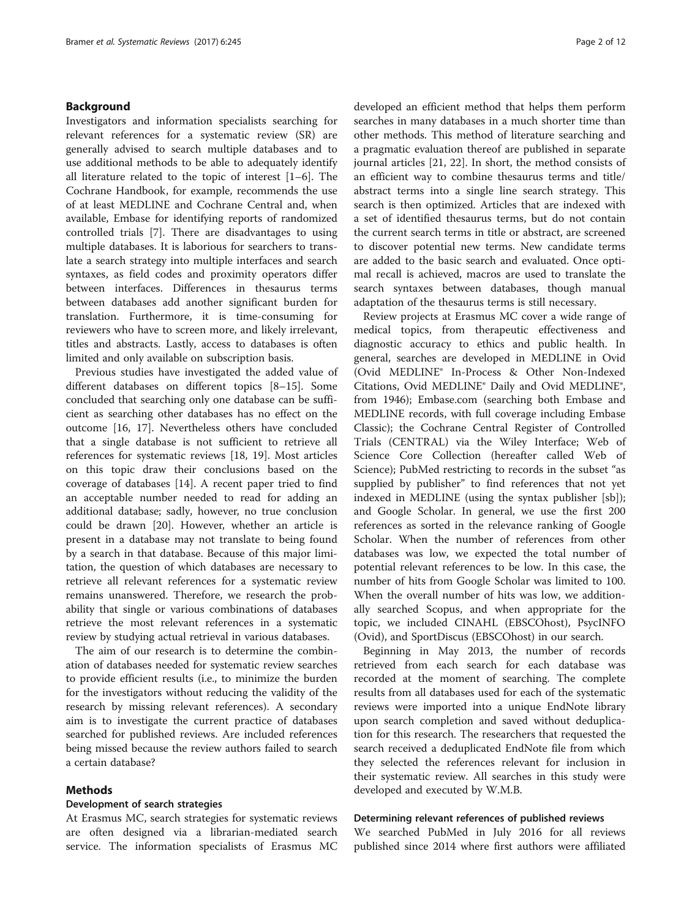## Background

Investigators and information specialists searching for relevant references for a systematic review (SR) are generally advised to search multiple databases and to use additional methods to be able to adequately identify all literature related to the topic of interest [1–6]. The Cochrane Handbook, for example, recommends the use of at least MEDLINE and Cochrane Central and, when available, Embase for identifying reports of randomized controlled trials [7]. There are disadvantages to using multiple databases. It is laborious for searchers to translate a search strategy into multiple interfaces and search syntaxes, as field codes and proximity operators differ between interfaces. Differences in thesaurus terms between databases add another significant burden for translation. Furthermore, it is time-consuming for reviewers who have to screen more, and likely irrelevant, titles and abstracts. Lastly, access to databases is often limited and only available on subscription basis.

Previous studies have investigated the added value of different databases on different topics [8–15]. Some concluded that searching only one database can be sufficient as searching other databases has no effect on the outcome [16, 17]. Nevertheless others have concluded that a single database is not sufficient to retrieve all references for systematic reviews [18, 19]. Most articles on this topic draw their conclusions based on the coverage of databases [14]. A recent paper tried to find an acceptable number needed to read for adding an additional database; sadly, however, no true conclusion could be drawn [20]. However, whether an article is present in a database may not translate to being found by a search in that database. Because of this major limitation, the question of which databases are necessary to retrieve all relevant references for a systematic review remains unanswered. Therefore, we research the probability that single or various combinations of databases retrieve the most relevant references in a systematic review by studying actual retrieval in various databases.

The aim of our research is to determine the combination of databases needed for systematic review searches to provide efficient results (i.e., to minimize the burden for the investigators without reducing the validity of the research by missing relevant references). A secondary aim is to investigate the current practice of databases searched for published reviews. Are included references being missed because the review authors failed to search a certain database?

## Methods

### Development of search strategies

At Erasmus MC, search strategies for systematic reviews are often designed via a librarian-mediated search service. The information specialists of Erasmus MC developed an efficient method that helps them perform searches in many databases in a much shorter time than other methods. This method of literature searching and a pragmatic evaluation thereof are published in separate journal articles [21, 22]. In short, the method consists of an efficient way to combine thesaurus terms and title/abstract terms into a single line search strategy. This search is then optimized. Articles that are indexed with a set of identified thesaurus terms, but do not contain the current search terms in title or abstract, are screened to discover potential new terms. New candidate terms are added to the basic search and evaluated. Once optimal recall is achieved, macros are used to translate the search syntaxes between databases, though manual adaptation of the thesaurus terms is still necessary.

Review projects at Erasmus MC cover a wide range of medical topics, from therapeutic effectiveness and diagnostic accuracy to ethics and public health. In general, searches are developed in MEDLINE in Ovid (Ovid MEDLINE® In-Process & Other Non-Indexed Citations, Ovid MEDLINE® Daily and Ovid MEDLINE®, from 1946); Embase.com (searching both Embase and MEDLINE records, with full coverage including Embase Classic); the Cochrane Central Register of Controlled Trials (CENTRAL) via the Wiley Interface; Web of Science Core Collection (hereafter called Web of Science); PubMed restricting to records in the subset "as supplied by publisher" to find references that not yet indexed in MEDLINE (using the syntax publisher [sb]); and Google Scholar. In general, we use the first 200 references as sorted in the relevance ranking of Google Scholar. When the number of references from other databases was low, we expected the total number of potential relevant references to be low. In this case, the number of hits from Google Scholar was limited to 100. When the overall number of hits was low, we additionally searched Scopus, and when appropriate for the topic, we included CINAHL (EBSCOhost), PsycINFO (Ovid), and SportDiscus (EBSCOhost) in our search.

Beginning in May 2013, the number of records retrieved from each search for each database was recorded at the moment of searching. The complete results from all databases used for each of the systematic reviews were imported into a unique EndNote library upon search completion and saved without deduplication for this research. The researchers that requested the search received a deduplicated EndNote file from which they selected the references relevant for inclusion in their systematic review. All searches in this study were developed and executed by W.M.B.

### Determining relevant references of published reviews

We searched PubMed in July 2016 for all reviews published since 2014 where first authors were affiliated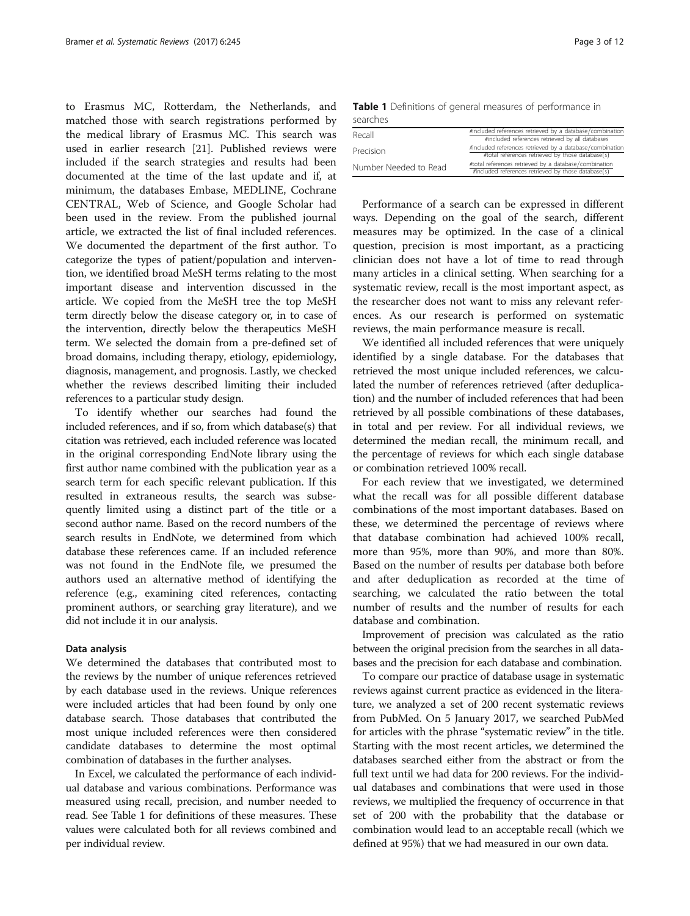to Erasmus MC, Rotterdam, the Netherlands, and matched those with search registrations performed by the medical library of Erasmus MC. This search was used in earlier research [21]. Published reviews were included if the search strategies and results had been documented at the time of the last update and if, at minimum, the databases Embase, MEDLINE, Cochrane CENTRAL, Web of Science, and Google Scholar had been used in the review. From the published journal article, we extracted the list of final included references. We documented the department of the first author. To categorize the types of patient/population and intervention, we identified broad MeSH terms relating to the most important disease and intervention discussed in the article. We copied from the MeSH tree the top MeSH term directly below the disease category or, in to case of the intervention, directly below the therapeutics MeSH term. We selected the domain from a pre-defined set of broad domains, including therapy, etiology, epidemiology, diagnosis, management, and prognosis. Lastly, we checked whether the reviews described limiting their included references to a particular study design.

To identify whether our searches had found the included references, and if so, from which database(s) that citation was retrieved, each included reference was located in the original corresponding EndNote library using the first author name combined with the publication year as a search term for each specific relevant publication. If this resulted in extraneous results, the search was subsequently limited using a distinct part of the title or a second author name. Based on the record numbers of the search results in EndNote, we determined from which database these references came. If an included reference was not found in the EndNote file, we presumed the authors used an alternative method of identifying the reference (e.g., examining cited references, contacting prominent authors, or searching gray literature), and we did not include it in our analysis.

### Data analysis

We determined the databases that contributed most to the reviews by the number of unique references retrieved by each database used in the reviews. Unique references were included articles that had been found by only one database search. Those databases that contributed the most unique included references were then considered candidate databases to determine the most optimal combination of databases in the further analyses.

In Excel, we calculated the performance of each individual database and various combinations. Performance was measured using recall, precision, and number needed to read. See Table 1 for definitions of these measures. These values were calculated both for all reviews combined and per individual review.

**Table 1** Definitions of general measures of performance in searches

| | |
|---|---|
| Recall | $\frac{\text{\#included references retrieved by a database/combination}}{\text{\#included references retrieved by all databases}}$ |
| Precision | $\frac{\text{\#included references retrieved by a database/combination}}{\text{\#total references retrieved by those database(s)}}$ |
| Number Needed to Read | $\frac{\text{\#total references retrieved by a database/combination}}{\text{\#included references retrieved by those database(s)}}$ |

Performance of a search can be expressed in different ways. Depending on the goal of the search, different measures may be optimized. In the case of a clinical question, precision is most important, as a practicing clinician does not have a lot of time to read through many articles in a clinical setting. When searching for a systematic review, recall is the most important aspect, as the researcher does not want to miss any relevant references. As our research is performed on systematic reviews, the main performance measure is recall.

We identified all included references that were uniquely identified by a single database. For the databases that retrieved the most unique included references, we calculated the number of references retrieved (after deduplication) and the number of included references that had been retrieved by all possible combinations of these databases, in total and per review. For all individual reviews, we determined the median recall, the minimum recall, and the percentage of reviews for which each single database or combination retrieved 100% recall.

For each review that we investigated, we determined what the recall was for all possible different database combinations of the most important databases. Based on these, we determined the percentage of reviews where that database combination had achieved 100% recall, more than 95%, more than 90%, and more than 80%. Based on the number of results per database both before and after deduplication as recorded at the time of searching, we calculated the ratio between the total number of results and the number of results for each database and combination.

Improvement of precision was calculated as the ratio between the original precision from the searches in all databases and the precision for each database and combination.

To compare our practice of database usage in systematic reviews against current practice as evidenced in the literature, we analyzed a set of 200 recent systematic reviews from PubMed. On 5 January 2017, we searched PubMed for articles with the phrase "systematic review" in the title. Starting with the most recent articles, we determined the databases searched either from the abstract or from the full text until we had data for 200 reviews. For the individual databases and combinations that were used in those reviews, we multiplied the frequency of occurrence in that set of 200 with the probability that the database or combination would lead to an acceptable recall (which we defined at 95%) that we had measured in our own data.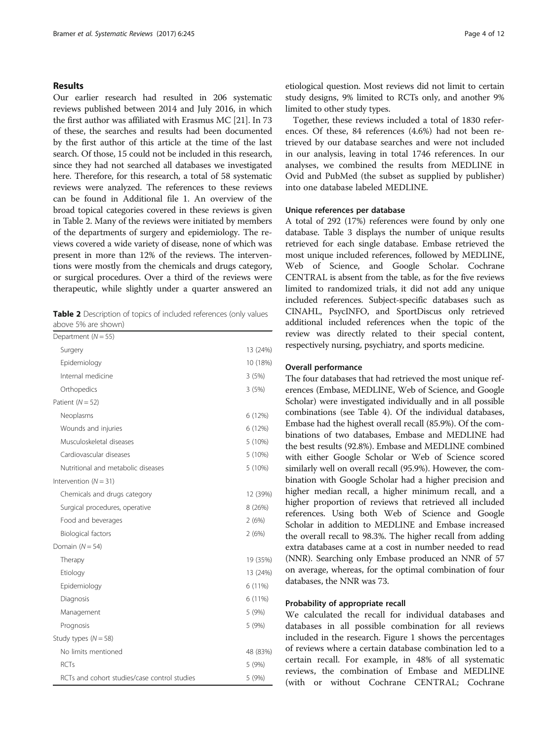## Results

Our earlier research had resulted in 206 systematic reviews published between 2014 and July 2016, in which the first author was affiliated with Erasmus MC [21]. In 73 of these, the searches and results had been documented by the first author of this article at the time of the last search. Of those, 15 could not be included in this research, since they had not searched all databases we investigated here. Therefore, for this research, a total of 58 systematic reviews were analyzed. The references to these reviews can be found in Additional file 1. An overview of the broad topical categories covered in these reviews is given in Table 2. Many of the reviews were initiated by members of the departments of surgery and epidemiology. The reviews covered a wide variety of disease, none of which was present in more than 12% of the reviews. The interventions were mostly from the chemicals and drugs category, or surgical procedures. Over a third of the reviews were therapeutic, while slightly under a quarter answered an etiological question. Most reviews did not limit to certain study designs, 9% limited to RCTs only, and another 9% limited to other study types.

**Table 2** Description of topics of included references (only values above 5% are shown)

| | |
|---|---|
| Department ($N = 55$) | |
| Surgery | 13 (24%) |
| Epidemiology | 10 (18%) |
| Internal medicine | 3 (5%) |
| Orthopedics | 3 (5%) |
| Patient ($N = 52$) | |
| Neoplasms | 6 (12%) |
| Wounds and injuries | 6 (12%) |
| Musculoskeletal diseases | 5 (10%) |
| Cardiovascular diseases | 5 (10%) |
| Nutritional and metabolic diseases | 5 (10%) |
| Intervention ($N = 31$) | |
| Chemicals and drugs category | 12 (39%) |
| Surgical procedures, operative | 8 (26%) |
| Food and beverages | 2 (6%) |
| Biological factors | 2 (6%) |
| Domain ($N = 54$) | |
| Therapy | 19 (35%) |
| Etiology | 13 (24%) |
| Epidemiology | 6 (11%) |
| Diagnosis | 6 (11%) |
| Management | 5 (9%) |
| Prognosis | 5 (9%) |
| Study types ($N = 58$) | |
| No limits mentioned | 48 (83%) |
| RCTs | 5 (9%) |
| RCTs and cohort studies/case control studies | 5 (9%) |

Together, these reviews included a total of 1830 references. Of these, 84 references (4.6%) had not been retrieved by our database searches and were not included in our analysis, leaving in total 1746 references. In our analyses, we combined the results from MEDLINE in Ovid and PubMed (the subset as supplied by publisher) into one database labeled MEDLINE.

### Unique references per database

A total of 292 (17%) references were found by only one database. Table 3 displays the number of unique results retrieved for each single database. Embase retrieved the most unique included references, followed by MEDLINE, Web of Science, and Google Scholar. Cochrane CENTRAL is absent from the table, as for the five reviews limited to randomized trials, it did not add any unique included references. Subject-specific databases such as CINAHL, PsycINFO, and SportDiscus only retrieved additional included references when the topic of the review was directly related to their special content, respectively nursing, psychiatry, and sports medicine.

### Overall performance

The four databases that had retrieved the most unique references (Embase, MEDLINE, Web of Science, and Google Scholar) were investigated individually and in all possible combinations (see Table 4). Of the individual databases, Embase had the highest overall recall (85.9%). Of the combinations of two databases, Embase and MEDLINE had the best results (92.8%). Embase and MEDLINE combined with either Google Scholar or Web of Science scored similarly well on overall recall (95.9%). However, the combination with Google Scholar had a higher precision and higher median recall, a higher minimum recall, and a higher proportion of reviews that retrieved all included references. Using both Web of Science and Google Scholar in addition to MEDLINE and Embase increased the overall recall to 98.3%. The higher recall from adding extra databases came at a cost in number needed to read (NNR). Searching only Embase produced an NNR of 57 on average, whereas, for the optimal combination of four databases, the NNR was 73.

### Probability of appropriate recall

We calculated the recall for individual databases and databases in all possible combination for all reviews included in the research. Figure 1 shows the percentages of reviews where a certain database combination led to a certain recall. For example, in 48% of all systematic reviews, the combination of Embase and MEDLINE (with or without Cochrane CENTRAL; Cochrane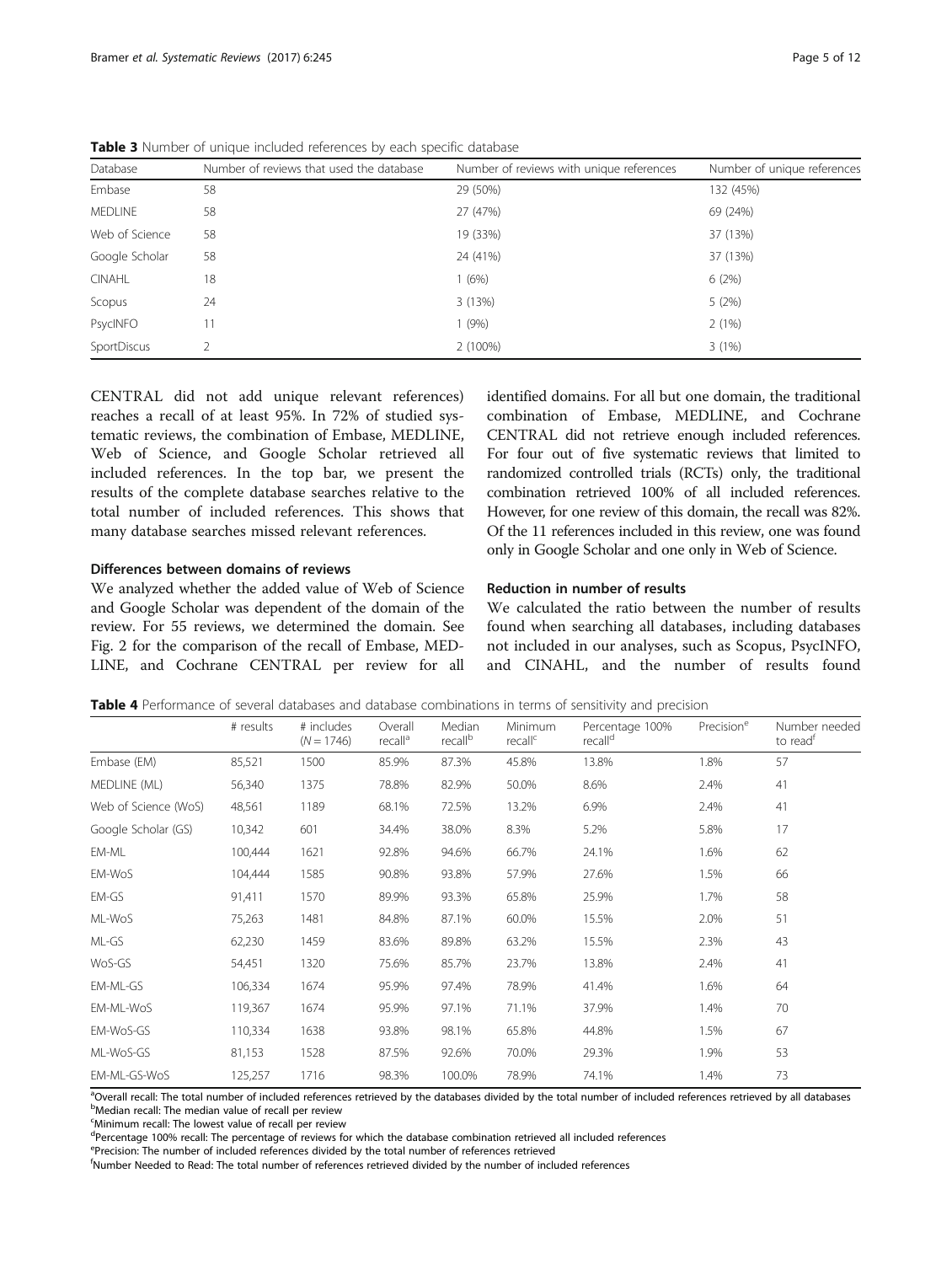**Table 3** Number of unique included references by each specific database

| Database | Number of reviews that used the database | Number of reviews with unique references | Number of unique references |
|---|---|---|---|
| Embase | 58 | 29 (50%) | 132 (45%) |
| MEDLINE | 58 | 27 (47%) | 69 (24%) |
| Web of Science | 58 | 19 (33%) | 37 (13%) |
| Google Scholar | 58 | 24 (41%) | 37 (13%) |
| CINAHL | 18 | 1 (6%) | 6 (2%) |
| Scopus | 24 | 3 (13%) | 5 (2%) |
| PsycINFO | 11 | 1 (9%) | 2 (1%) |
| SportDiscus | 2 | 2 (100%) | 3 (1%) |

CENTRAL did not add unique relevant references) reaches a recall of at least 95%. In 72% of studied systematic reviews, the combination of Embase, MEDLINE, Web of Science, and Google Scholar retrieved all included references. In the top bar, we present the results of the complete database searches relative to the total number of included references. This shows that many database searches missed relevant references.

### Differences between domains of reviews

We analyzed whether the added value of Web of Science and Google Scholar was dependent of the domain of the review. For 55 reviews, we determined the domain. See Fig. 2 for the comparison of the recall of Embase, MEDLINE, and Cochrane CENTRAL per review for all identified domains. For all but one domain, the traditional combination of Embase, MEDLINE, and Cochrane CENTRAL did not retrieve enough included references. For four out of five systematic reviews that limited to randomized controlled trials (RCTs) only, the traditional combination retrieved 100% of all included references. However, for one review of this domain, the recall was 82%. Of the 11 references included in this review, one was found only in Google Scholar and one only in Web of Science.

### Reduction in number of results

We calculated the ratio between the number of results found when searching all databases, including databases not included in our analyses, such as Scopus, PsycINFO, and CINAHL, and the number of results found

**Table 4** Performance of several databases and database combinations in terms of sensitivity and precision

| | # results | # includes ($N = 1746$) | Overall recall[a] | Median recall[b] | Minimum recall[c] | Percentage 100% recall[d] | Precision[e] | Number needed to read[f] |
|---|---|---|---|---|---|---|---|---|
| Embase (EM) | 85,521 | 1500 | 85.9% | 87.3% | 45.8% | 13.8% | 1.8% | 57 |
| MEDLINE (ML) | 56,340 | 1375 | 78.8% | 82.9% | 50.0% | 8.6% | 2.4% | 41 |
| Web of Science (WoS) | 48,561 | 1189 | 68.1% | 72.5% | 13.2% | 6.9% | 2.4% | 41 |
| Google Scholar (GS) | 10,342 | 601 | 34.4% | 38.0% | 8.3% | 5.2% | 5.8% | 17 |
| EM-ML | 100,444 | 1621 | 92.8% | 94.6% | 66.7% | 24.1% | 1.6% | 62 |
| EM-WoS | 104,444 | 1585 | 90.8% | 93.8% | 57.9% | 27.6% | 1.5% | 66 |
| EM-GS | 91,411 | 1570 | 89.9% | 93.3% | 65.8% | 25.9% | 1.7% | 58 |
| ML-WoS | 75,263 | 1481 | 84.8% | 87.1% | 60.0% | 15.5% | 2.0% | 51 |
| ML-GS | 62,230 | 1459 | 83.6% | 89.8% | 63.2% | 15.5% | 2.3% | 43 |
| WoS-GS | 54,451 | 1320 | 75.6% | 85.7% | 23.7% | 13.8% | 2.4% | 41 |
| EM-ML-GS | 106,334 | 1674 | 95.9% | 97.4% | 78.9% | 41.4% | 1.6% | 64 |
| EM-ML-WoS | 119,367 | 1674 | 95.9% | 97.1% | 71.1% | 37.9% | 1.4% | 70 |
| EM-WoS-GS | 110,334 | 1638 | 93.8% | 98.1% | 65.8% | 44.8% | 1.5% | 67 |
| ML-WoS-GS | 81,153 | 1528 | 87.5% | 92.6% | 70.0% | 29.3% | 1.9% | 53 |
| EM-ML-GS-WoS | 125,257 | 1716 | 98.3% | 100.0% | 78.9% | 74.1% | 1.4% | 73 |

[a]Overall recall: The total number of included references retrieved by the databases divided by the total number of included references retrieved by all databases
[b]Median recall: The median value of recall per review
[c]Minimum recall: The lowest value of recall per review
[d]Percentage 100% recall: The percentage of reviews for which the database combination retrieved all included references
[e]Precision: The number of included references divided by the total number of references retrieved
[f]Number Needed to Read: The total number of references retrieved divided by the number of included references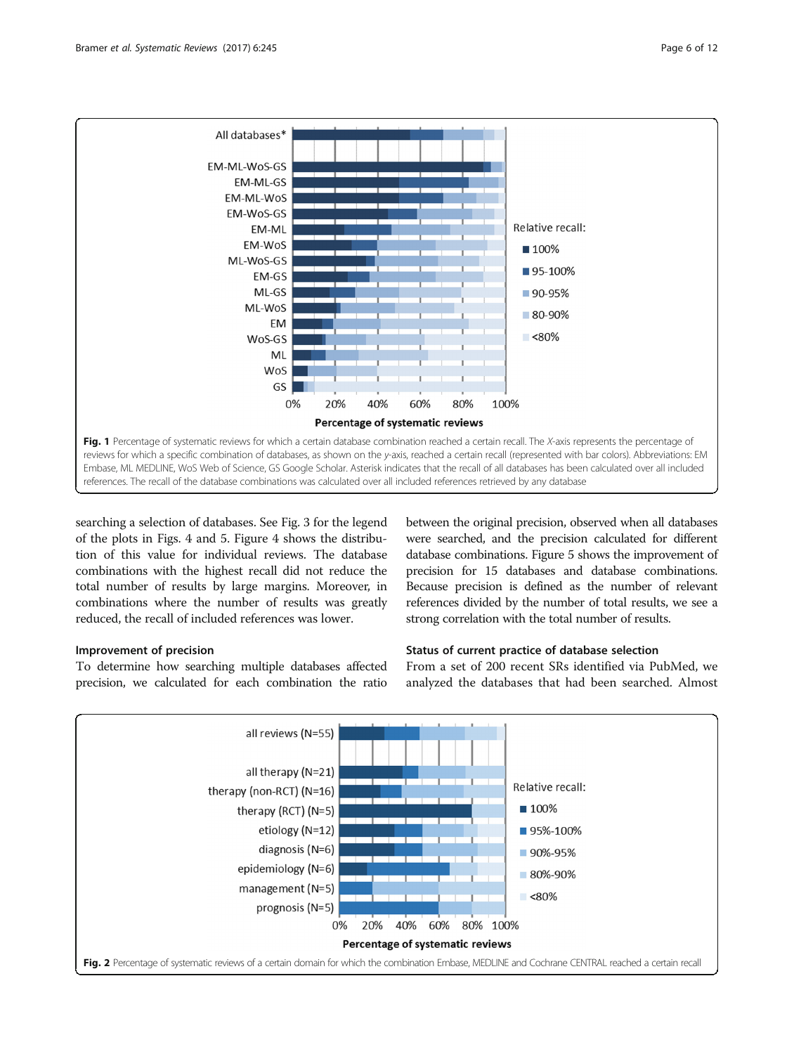Fig. 1 Percentage of systematic reviews for which a certain database combination reached a certain recall. The X-axis represents the percentage of reviews for which a specific combination of databases, as shown on the y-axis, reached a certain recall (represented with bar colors). Abbreviations: EM Embase, ML MEDLINE, WoS Web of Science, GS Google Scholar. Asterisk indicates that the recall of all databases has been calculated over all included references. The recall of the database combinations was calculated over all included references retrieved by any database

searching a selection of databases. See Fig. 3 for the legend of the plots in Figs. 4 and 5. Figure 4 shows the distribution of this value for individual reviews. The database combinations with the highest recall did not reduce the total number of results by large margins. Moreover, in combinations where the number of results was greatly reduced, the recall of included references was lower.

### Improvement of precision

To determine how searching multiple databases affected precision, we calculated for each combination the ratio between the original precision, observed when all databases were searched, and the precision calculated for different database combinations. Figure 5 shows the improvement of precision for 15 databases and database combinations. Because precision is defined as the number of relevant references divided by the number of total results, we see a strong correlation with the total number of results.

### Status of current practice of database selection

From a set of 200 recent SRs identified via PubMed, we analyzed the databases that had been searched. Almost

Fig. 2 Percentage of systematic reviews of a certain domain for which the combination Embase, MEDLINE and Cochrane CENTRAL reached a certain recall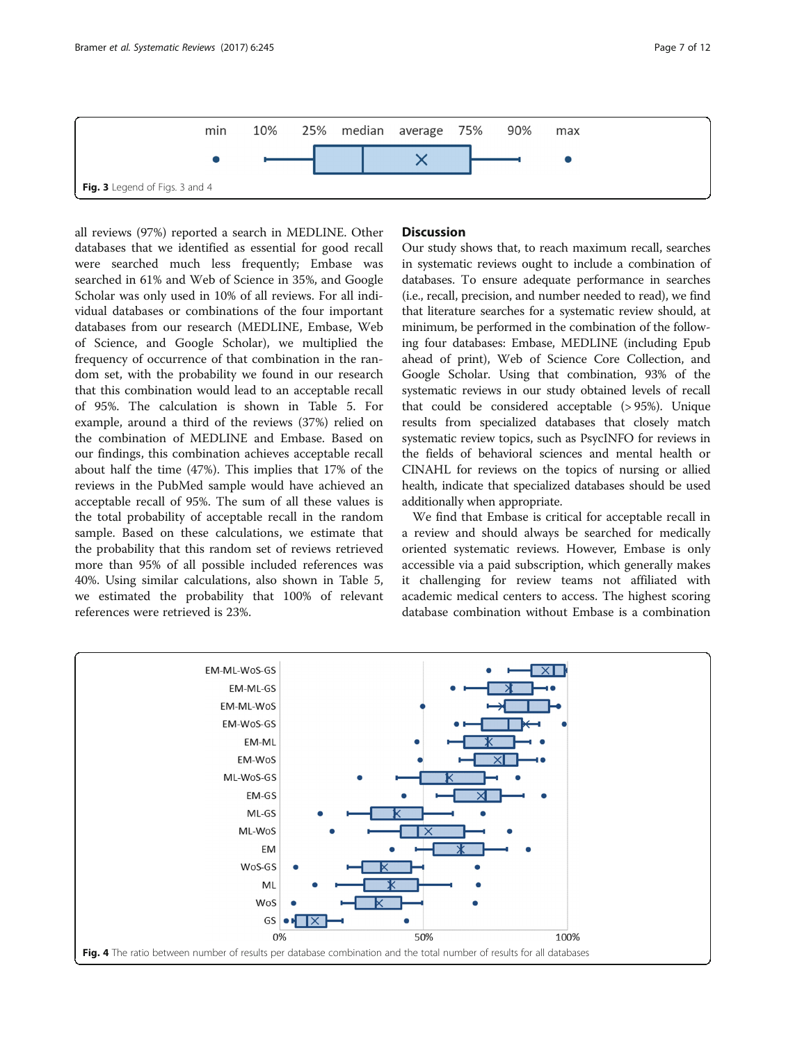Fig. 3 Legend of Figs. 3 and 4

all reviews (97%) reported a search in MEDLINE. Other databases that we identified as essential for good recall were searched much less frequently; Embase was searched in 61% and Web of Science in 35%, and Google Scholar was only used in 10% of all reviews. For all individual databases or combinations of the four important databases from our research (MEDLINE, Embase, Web of Science, and Google Scholar), we multiplied the frequency of occurrence of that combination in the random set, with the probability we found in our research that this combination would lead to an acceptable recall of 95%. The calculation is shown in Table 5. For example, around a third of the reviews (37%) relied on the combination of MEDLINE and Embase. Based on our findings, this combination achieves acceptable recall about half the time (47%). This implies that 17% of the reviews in the PubMed sample would have achieved an acceptable recall of 95%. The sum of all these values is the total probability of acceptable recall in the random sample. Based on these calculations, we estimate that the probability that this random set of reviews retrieved more than 95% of all possible included references was 40%. Using similar calculations, also shown in Table 5, we estimated the probability that 100% of relevant references were retrieved is 23%.

## Discussion

Our study shows that, to reach maximum recall, searches in systematic reviews ought to include a combination of databases. To ensure adequate performance in searches (i.e., recall, precision, and number needed to read), we find that literature searches for a systematic review should, at minimum, be performed in the combination of the following four databases: Embase, MEDLINE (including Epub ahead of print), Web of Science Core Collection, and Google Scholar. Using that combination, 93% of the systematic reviews in our study obtained levels of recall that could be considered acceptable (> 95%). Unique results from specialized databases that closely match systematic review topics, such as PsycINFO for reviews in the fields of behavioral sciences and mental health or CINAHL for reviews on the topics of nursing or allied health, indicate that specialized databases should be used additionally when appropriate.

We find that Embase is critical for acceptable recall in a review and should always be searched for medically oriented systematic reviews. However, Embase is only accessible via a paid subscription, which generally makes it challenging for review teams not affiliated with academic medical centers to access. The highest scoring database combination without Embase is a combination

Fig. 4 The ratio between number of results per database combination and the total number of results for all databases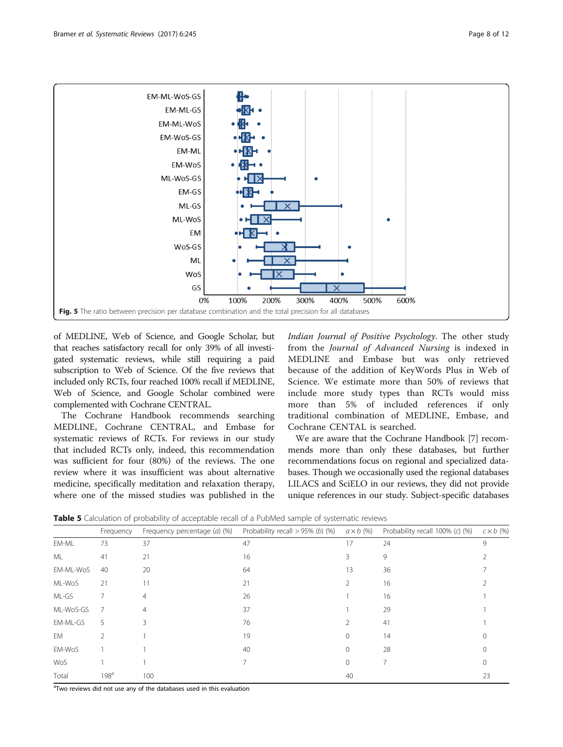Fig. 5 The ratio between precision per database combination and the total precision for all databases

of MEDLINE, Web of Science, and Google Scholar, but that reaches satisfactory recall for only 39% of all investigated systematic reviews, while still requiring a paid subscription to Web of Science. Of the five reviews that included only RCTs, four reached 100% recall if MEDLINE, Web of Science, and Google Scholar combined were complemented with Cochrane CENTRAL.

The Cochrane Handbook recommends searching MEDLINE, Cochrane CENTRAL, and Embase for systematic reviews of RCTs. For reviews in our study that included RCTs only, indeed, this recommendation was sufficient for four (80%) of the reviews. The one review where it was insufficient was about alternative medicine, specifically meditation and relaxation therapy, where one of the missed studies was published in the *Indian Journal of Positive Psychology*. The other study from the *Journal of Advanced Nursing* is indexed in MEDLINE and Embase but was only retrieved because of the addition of KeyWords Plus in Web of Science. We estimate more than 50% of reviews that include more study types than RCTs would miss more than 5% of included references if only traditional combination of MEDLINE, Embase, and Cochrane CENTAL is searched.

We are aware that the Cochrane Handbook [7] recommends more than only these databases, but further recommendations focus on regional and specialized databases. Though we occasionally used the regional databases LILACS and SciELO in our reviews, they did not provide unique references in our study. Subject-specific databases

**Table 5** Calculation of probability of acceptable recall of a PubMed sample of systematic reviews

| | Frequency | Frequency percentage (*a*) (%) | Probability recall > 95% (*b*) (%) | $a \times b$ (%) | Probability recall 100% (*c*) (%) | $c \times b$ (%) |
|---|---|---|---|---|---|---|
| EM-ML | 73 | 37 | 47 | 17 | 24 | 9 |
| ML | 41 | 21 | 16 | 3 | 9 | 2 |
| EM-ML-WoS | 40 | 20 | 64 | 13 | 36 | 7 |
| ML-WoS | 21 | 11 | 21 | 2 | 16 | 2 |
| ML-GS | 7 | 4 | 26 | 1 | 16 | 1 |
| ML-WoS-GS | 7 | 4 | 37 | 1 | 29 | 1 |
| EM-ML-GS | 5 | 3 | 76 | 2 | 41 | 1 |
| EM | 2 | 1 | 19 | 0 | 14 | 0 |
| EM-WoS | 1 | 1 | 40 | 0 | 28 | 0 |
| WoS | 1 | 1 | 7 | 0 | 7 | 0 |
| Total | 198[a] | 100 | | 40 | | 23 |

[a]Two reviews did not use any of the databases used in this evaluation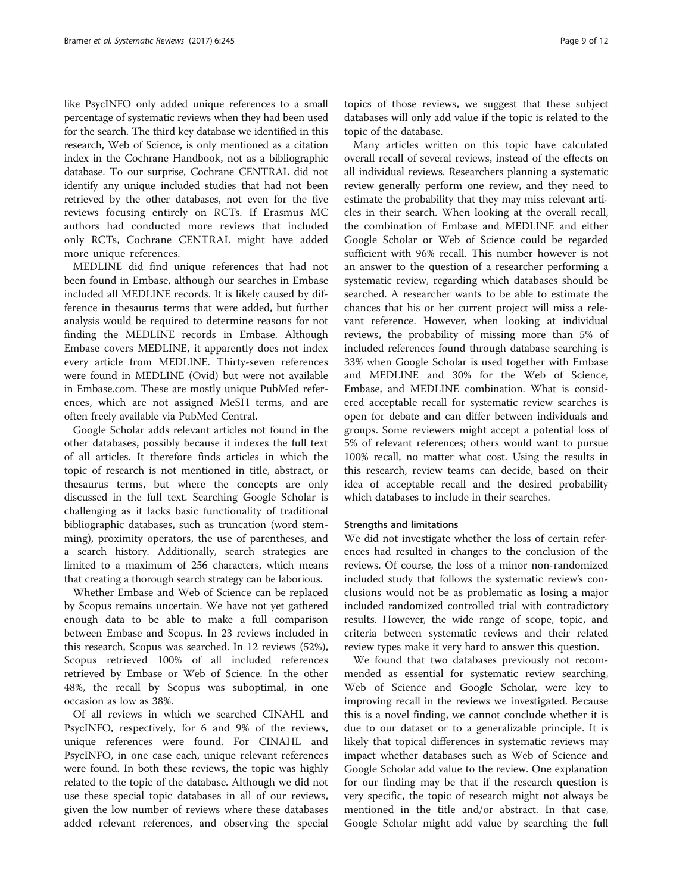like PsycINFO only added unique references to a small percentage of systematic reviews when they had been used for the search. The third key database we identified in this research, Web of Science, is only mentioned as a citation index in the Cochrane Handbook, not as a bibliographic database. To our surprise, Cochrane CENTRAL did not identify any unique included studies that had not been retrieved by the other databases, not even for the five reviews focusing entirely on RCTs. If Erasmus MC authors had conducted more reviews that included only RCTs, Cochrane CENTRAL might have added more unique references.

MEDLINE did find unique references that had not been found in Embase, although our searches in Embase included all MEDLINE records. It is likely caused by difference in thesaurus terms that were added, but further analysis would be required to determine reasons for not finding the MEDLINE records in Embase. Although Embase covers MEDLINE, it apparently does not index every article from MEDLINE. Thirty-seven references were found in MEDLINE (Ovid) but were not available in Embase.com. These are mostly unique PubMed references, which are not assigned MeSH terms, and are often freely available via PubMed Central.

Google Scholar adds relevant articles not found in the other databases, possibly because it indexes the full text of all articles. It therefore finds articles in which the topic of research is not mentioned in title, abstract, or thesaurus terms, but where the concepts are only discussed in the full text. Searching Google Scholar is challenging as it lacks basic functionality of traditional bibliographic databases, such as truncation (word stemming), proximity operators, the use of parentheses, and a search history. Additionally, search strategies are limited to a maximum of 256 characters, which means that creating a thorough search strategy can be laborious.

Whether Embase and Web of Science can be replaced by Scopus remains uncertain. We have not yet gathered enough data to be able to make a full comparison between Embase and Scopus. In 23 reviews included in this research, Scopus was searched. In 12 reviews (52%), Scopus retrieved 100% of all included references retrieved by Embase or Web of Science. In the other 48%, the recall by Scopus was suboptimal, in one occasion as low as 38%.

Of all reviews in which we searched CINAHL and PsycINFO, respectively, for 6 and 9% of the reviews, unique references were found. For CINAHL and PsycINFO, in one case each, unique relevant references were found. In both these reviews, the topic was highly related to the topic of the database. Although we did not use these special topic databases in all of our reviews, given the low number of reviews where these databases added relevant references, and observing the special topics of those reviews, we suggest that these subject databases will only add value if the topic is related to the topic of the database.

Many articles written on this topic have calculated overall recall of several reviews, instead of the effects on all individual reviews. Researchers planning a systematic review generally perform one review, and they need to estimate the probability that they may miss relevant articles in their search. When looking at the overall recall, the combination of Embase and MEDLINE and either Google Scholar or Web of Science could be regarded sufficient with 96% recall. This number however is not an answer to the question of a researcher performing a systematic review, regarding which databases should be searched. A researcher wants to be able to estimate the chances that his or her current project will miss a relevant reference. However, when looking at individual reviews, the probability of missing more than 5% of included references found through database searching is 33% when Google Scholar is used together with Embase and MEDLINE and 30% for the Web of Science, Embase, and MEDLINE combination. What is considered acceptable recall for systematic review searches is open for debate and can differ between individuals and groups. Some reviewers might accept a potential loss of 5% of relevant references; others would want to pursue 100% recall, no matter what cost. Using the results in this research, review teams can decide, based on their idea of acceptable recall and the desired probability which databases to include in their searches.

### Strengths and limitations

We did not investigate whether the loss of certain references had resulted in changes to the conclusion of the reviews. Of course, the loss of a minor non-randomized included study that follows the systematic review's conclusions would not be as problematic as losing a major included randomized controlled trial with contradictory results. However, the wide range of scope, topic, and criteria between systematic reviews and their related review types make it very hard to answer this question.

We found that two databases previously not recommended as essential for systematic review searching, Web of Science and Google Scholar, were key to improving recall in the reviews we investigated. Because this is a novel finding, we cannot conclude whether it is due to our dataset or to a generalizable principle. It is likely that topical differences in systematic reviews may impact whether databases such as Web of Science and Google Scholar add value to the review. One explanation for our finding may be that if the research question is very specific, the topic of research might not always be mentioned in the title and/or abstract. In that case, Google Scholar might add value by searching the full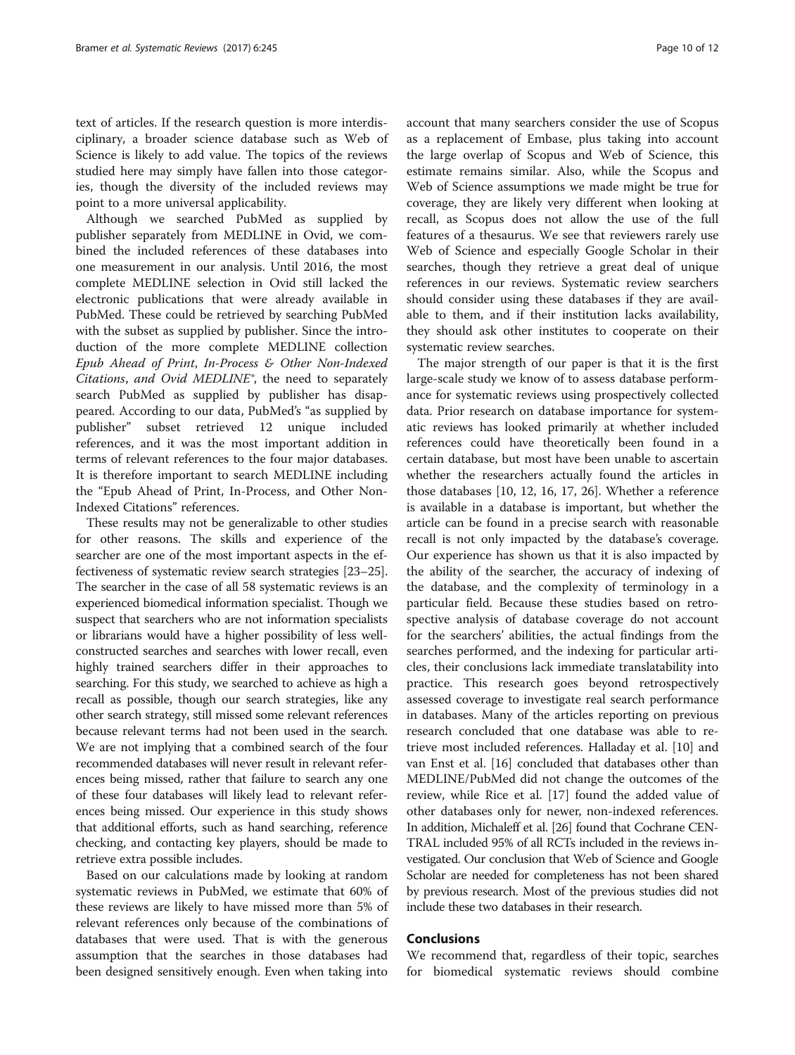text of articles. If the research question is more interdisciplinary, a broader science database such as Web of Science is likely to add value. The topics of the reviews studied here may simply have fallen into those categories, though the diversity of the included reviews may point to a more universal applicability.

Although we searched PubMed as supplied by publisher separately from MEDLINE in Ovid, we combined the included references of these databases into one measurement in our analysis. Until 2016, the most complete MEDLINE selection in Ovid still lacked the electronic publications that were already available in PubMed. These could be retrieved by searching PubMed with the subset as supplied by publisher. Since the introduction of the more complete MEDLINE collection *Epub Ahead of Print, In-Process & Other Non-Indexed Citations, and Ovid MEDLINE®*, the need to separately search PubMed as supplied by publisher has disappeared. According to our data, PubMed's "as supplied by publisher" subset retrieved 12 unique included references, and it was the most important addition in terms of relevant references to the four major databases. It is therefore important to search MEDLINE including the "Epub Ahead of Print, In-Process, and Other Non-Indexed Citations" references.

These results may not be generalizable to other studies for other reasons. The skills and experience of the searcher are one of the most important aspects in the effectiveness of systematic review search strategies [23–25]. The searcher in the case of all 58 systematic reviews is an experienced biomedical information specialist. Though we suspect that searchers who are not information specialists or librarians would have a higher possibility of less well-constructed searches and searches with lower recall, even highly trained searchers differ in their approaches to searching. For this study, we searched to achieve as high a recall as possible, though our search strategies, like any other search strategy, still missed some relevant references because relevant terms had not been used in the search. We are not implying that a combined search of the four recommended databases will never result in relevant references being missed, rather that failure to search any one of these four databases will likely lead to relevant references being missed. Our experience in this study shows that additional efforts, such as hand searching, reference checking, and contacting key players, should be made to retrieve extra possible includes.

Based on our calculations made by looking at random systematic reviews in PubMed, we estimate that 60% of these reviews are likely to have missed more than 5% of relevant references only because of the combinations of databases that were used. That is with the generous assumption that the searches in those databases had been designed sensitively enough. Even when taking into account that many searchers consider the use of Scopus as a replacement of Embase, plus taking into account the large overlap of Scopus and Web of Science, this estimate remains similar. Also, while the Scopus and Web of Science assumptions we made might be true for coverage, they are likely very different when looking at recall, as Scopus does not allow the use of the full features of a thesaurus. We see that reviewers rarely use Web of Science and especially Google Scholar in their searches, though they retrieve a great deal of unique references in our reviews. Systematic review searchers should consider using these databases if they are available to them, and if their institution lacks availability, they should ask other institutes to cooperate on their systematic review searches.

The major strength of our paper is that it is the first large-scale study we know of to assess database performance for systematic reviews using prospectively collected data. Prior research on database importance for systematic reviews has looked primarily at whether included references could have theoretically been found in a certain database, but most have been unable to ascertain whether the researchers actually found the articles in those databases [10, 12, 16, 17, 26]. Whether a reference is available in a database is important, but whether the article can be found in a precise search with reasonable recall is not only impacted by the database's coverage. Our experience has shown us that it is also impacted by the ability of the searcher, the accuracy of indexing of the database, and the complexity of terminology in a particular field. Because these studies based on retrospective analysis of database coverage do not account for the searchers' abilities, the actual findings from the searches performed, and the indexing for particular articles, their conclusions lack immediate translatability into practice. This research goes beyond retrospectively assessed coverage to investigate real search performance in databases. Many of the articles reporting on previous research concluded that one database was able to retrieve most included references. Halladay et al. [10] and van Enst et al. [16] concluded that databases other than MEDLINE/PubMed did not change the outcomes of the review, while Rice et al. [17] found the added value of other databases only for newer, non-indexed references. In addition, Michaleff et al. [26] found that Cochrane CENTRAL included 95% of all RCTs included in the reviews investigated. Our conclusion that Web of Science and Google Scholar are needed for completeness has not been shared by previous research. Most of the previous studies did not include these two databases in their research.

## Conclusions

We recommend that, regardless of their topic, searches for biomedical systematic reviews should combine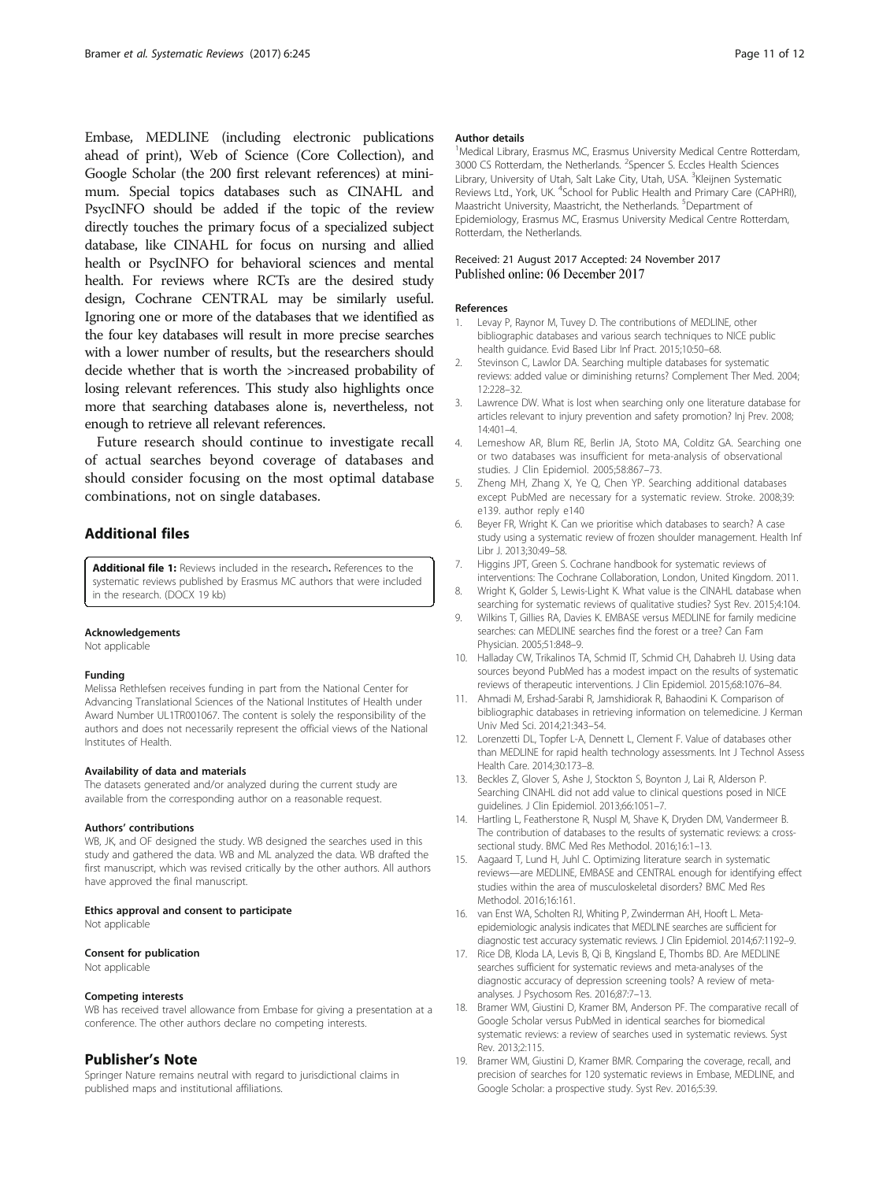Embase, MEDLINE (including electronic publications ahead of print), Web of Science (Core Collection), and Google Scholar (the 200 first relevant references) at minimum. Special topics databases such as CINAHL and PsycINFO should be added if the topic of the review directly touches the primary focus of a specialized subject database, like CINAHL for focus on nursing and allied health or PsycINFO for behavioral sciences and mental health. For reviews where RCTs are the desired study design, Cochrane CENTRAL may be similarly useful. Ignoring one or more of the databases that we identified as the four key databases will result in more precise searches with a lower number of results, but the researchers should decide whether that is worth the >increased probability of losing relevant references. This study also highlights once more that searching databases alone is, nevertheless, not enough to retrieve all relevant references.

Future research should continue to investigate recall of actual searches beyond coverage of databases and should consider focusing on the most optimal database combinations, not on single databases.

## Additional files

**Additional file 1:** Reviews included in the research. References to the systematic reviews published by Erasmus MC authors that were included in the research. (DOCX 19 kb)

#### Acknowledgements

Not applicable

#### Funding

Melissa Rethlefsen receives funding in part from the National Center for Advancing Translational Sciences of the National Institutes of Health under Award Number UL1TR001067. The content is solely the responsibility of the authors and does not necessarily represent the official views of the National Institutes of Health.

#### Availability of data and materials

The datasets generated and/or analyzed during the current study are available from the corresponding author on a reasonable request.

#### Authors' contributions

WB, JK, and OF designed the study. WB designed the searches used in this study and gathered the data. WB and ML analyzed the data. WB drafted the first manuscript, which was revised critically by the other authors. All authors have approved the final manuscript.

#### Ethics approval and consent to participate

Not applicable

#### Consent for publication

Not applicable

#### Competing interests

WB has received travel allowance from Embase for giving a presentation at a conference. The other authors declare no competing interests.

## Publisher's Note

Springer Nature remains neutral with regard to jurisdictional claims in published maps and institutional affiliations.

#### Author details

[1]Medical Library, Erasmus MC, Erasmus University Medical Centre Rotterdam, 3000 CS Rotterdam, the Netherlands. [2]Spencer S. Eccles Health Sciences Library, University of Utah, Salt Lake City, Utah, USA. [3]Kleijnen Systematic Reviews Ltd., York, UK. [4]School for Public Health and Primary Care (CAPHRI), Maastricht University, Maastricht, the Netherlands. [5]Department of Epidemiology, Erasmus MC, Erasmus University Medical Centre Rotterdam, Rotterdam, the Netherlands.

Received: 21 August 2017 Accepted: 24 November 2017
Published online: 06 December 2017

#### References

1. Levay P, Raynor M, Tuvey D. The contributions of MEDLINE, other bibliographic databases and various search techniques to NICE public health guidance. Evid Based Libr Inf Pract. 2015;10:50–68.
2. Stevinson C, Lawlor DA. Searching multiple databases for systematic reviews: added value or diminishing returns? Complement Ther Med. 2004; 12:228–32.
3. Lawrence DW. What is lost when searching only one literature database for articles relevant to injury prevention and safety promotion? Inj Prev. 2008; 14:401–4.
4. Lemeshow AR, Blum RE, Berlin JA, Stoto MA, Colditz GA. Searching one or two databases was insufficient for meta-analysis of observational studies. J Clin Epidemiol. 2005;58:867–73.
5. Zheng MH, Zhang X, Ye Q, Chen YP. Searching additional databases except PubMed are necessary for a systematic review. Stroke. 2008;39: e139. author reply e140
6. Beyer FR, Wright K. Can we prioritise which databases to search? A case study using a systematic review of frozen shoulder management. Health Inf Libr J. 2013;30:49–58.
7. Higgins JPT, Green S. Cochrane handbook for systematic reviews of interventions: The Cochrane Collaboration, London, United Kingdom. 2011.
8. Wright K, Golder S, Lewis-Light K. What value is the CINAHL database when searching for systematic reviews of qualitative studies? Syst Rev. 2015;4:104.
9. Wilkins T, Gillies RA, Davies K. EMBASE versus MEDLINE for family medicine searches: can MEDLINE searches find the forest or a tree? Can Fam Physician. 2005;51:848–9.
10. Halladay CW, Trikalinos TA, Schmid IT, Schmid CH, Dahabreh IJ. Using data sources beyond PubMed has a modest impact on the results of systematic reviews of therapeutic interventions. J Clin Epidemiol. 2015;68:1076–84.
11. Ahmadi M, Ershad-Sarabi R, Jamshidiorak R, Bahaodini K. Comparison of bibliographic databases in retrieving information on telemedicine. J Kerman Univ Med Sci. 2014;21:343–54.
12. Lorenzetti DL, Topfer L-A, Dennett L, Clement F. Value of databases other than MEDLINE for rapid health technology assessments. Int J Technol Assess Health Care. 2014;30:173–8.
13. Beckles Z, Glover S, Ashe J, Stockton S, Boynton J, Lai R, Alderson P. Searching CINAHL did not add value to clinical questions posed in NICE guidelines. J Clin Epidemiol. 2013;66:1051–7.
14. Hartling L, Featherstone R, Nuspl M, Shave K, Dryden DM, Vandermeer B. The contribution of databases to the results of systematic reviews: a cross-sectional study. BMC Med Res Methodol. 2016;16:1–13.
15. Aagaard T, Lund H, Juhl C. Optimizing literature search in systematic reviews—are MEDLINE, EMBASE and CENTRAL enough for identifying effect studies within the area of musculoskeletal disorders? BMC Med Res Methodol. 2016;16:161.
16. van Enst WA, Scholten RJ, Whiting P, Zwinderman AH, Hooft L. Meta-epidemiologic analysis indicates that MEDLINE searches are sufficient for diagnostic test accuracy systematic reviews. J Clin Epidemiol. 2014;67:1192–9.
17. Rice DB, Kloda LA, Levis B, Qi B, Kingsland E, Thombs BD. Are MEDLINE searches sufficient for systematic reviews and meta-analyses of the diagnostic accuracy of depression screening tools? A review of meta-analyses. J Psychosom Res. 2016;87:7–13.
18. Bramer WM, Giustini D, Kramer BM, Anderson PF. The comparative recall of Google Scholar versus PubMed in identical searches for biomedical systematic reviews: a review of searches used in systematic reviews. Syst Rev. 2013;2:115.
19. Bramer WM, Giustini D, Kramer BMR. Comparing the coverage, recall, and precision of searches for 120 systematic reviews in Embase, MEDLINE, and Google Scholar: a prospective study. Syst Rev. 2016;5:39.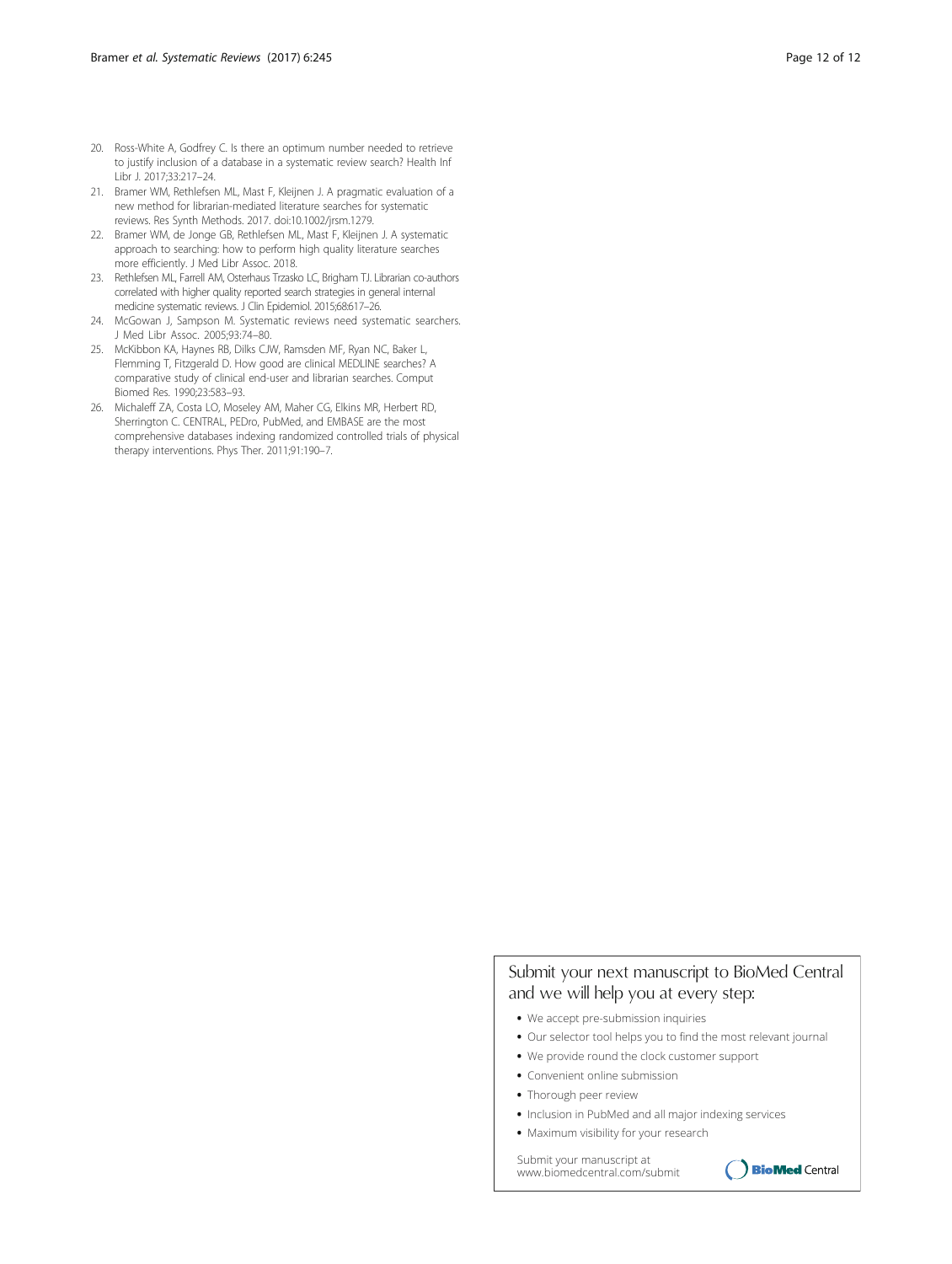20. Ross-White A, Godfrey C. Is there an optimum number needed to retrieve to justify inclusion of a database in a systematic review search? Health Inf Libr J. 2017;33:217–24.
21. Bramer WM, Rethlefsen ML, Mast F, Kleijnen J. A pragmatic evaluation of a new method for librarian-mediated literature searches for systematic reviews. Res Synth Methods. 2017. doi:10.1002/jrsm.1279.
22. Bramer WM, de Jonge GB, Rethlefsen ML, Mast F, Kleijnen J. A systematic approach to searching: how to perform high quality literature searches more efficiently. J Med Libr Assoc. 2018.
23. Rethlefsen ML, Farrell AM, Osterhaus Trzasko LC, Brigham TJ. Librarian co-authors correlated with higher quality reported search strategies in general internal medicine systematic reviews. J Clin Epidemiol. 2015;68:617–26.
24. McGowan J, Sampson M. Systematic reviews need systematic searchers. J Med Libr Assoc. 2005;93:74–80.
25. McKibbon KA, Haynes RB, Dilks CJW, Ramsden MF, Ryan NC, Baker L, Flemming T, Fitzgerald D. How good are clinical MEDLINE searches? A comparative study of clinical end-user and librarian searches. Comput Biomed Res. 1990;23:583–93.
26. Michaleff ZA, Costa LO, Moseley AM, Maher CG, Elkins MR, Herbert RD, Sherrington C. CENTRAL, PEDro, PubMed, and EMBASE are the most comprehensive databases indexing randomized controlled trials of physical therapy interventions. Phys Ther. 2011;91:190–7.

Submit your next manuscript to BioMed Central and we will help you at every step:

- We accept pre-submission inquiries
- Our selector tool helps you to find the most relevant journal
- We provide round the clock customer support
- Convenient online submission
- Thorough peer review
- Inclusion in PubMed and all major indexing services
- Maximum visibility for your research

Submit your manuscript at
www.biomedcentral.com/submit

BioMed Central